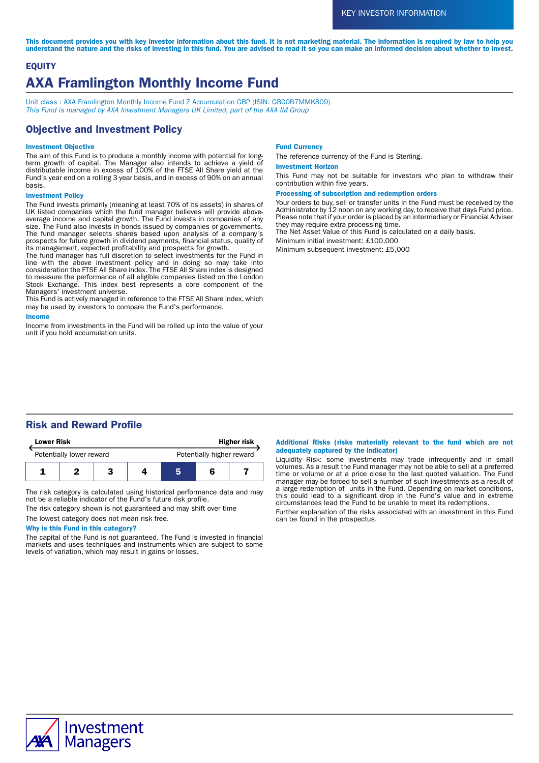KEY INVESTOR INFORMATION

**This document provides you with key investor information about this fund. It is not marketing material. The information is required by law to help you understand the nature and the risks of investing in this fund. You are advised to read it so you can make an informed decision about whether to invest.**

**EQUITY**

# AXA Framlington Monthly Income Fund

Unit class : AXA Framlington Monthly Income Fund Z Accumulation GBP (ISIN: GB00B7MMK809)
*This Fund is managed by AXA Investment Managers UK Limited, part of the AXA IM Group*

## Objective and Investment Policy

### Investment Objective

The aim of this Fund is to produce a monthly income with potential for long-term growth of capital. The Manager also intends to achieve a yield of distributable income in excess of 100% of the FTSE All Share yield at the Fund's year end on a rolling 3 year basis, and in excess of 90% on an annual basis.

### Investment Policy

The Fund invests primarily (meaning at least 70% of its assets) in shares of UK listed companies which the fund manager believes will provide above-average income and capital growth. The Fund invests in companies of any size. The Fund also invests in bonds issued by companies or governments. The fund manager selects shares based upon analysis of a company's prospects for future growth in dividend payments, financial status, quality of its management, expected profitability and prospects for growth.
The fund manager has full discretion to select investments for the Fund in line with the above investment policy and in doing so may take into consideration the FTSE All Share index. The FTSE All Share index is designed to measure the performance of all eligible companies listed on the London Stock Exchange. This index best represents a core component of the Managers' investment universe.
This Fund is actively managed in reference to the FTSE All Share index, which may be used by investors to compare the Fund's performance.

### Income

Income from investments in the Fund will be rolled up into the value of your unit if you hold accumulation units.

### Fund Currency

The reference currency of the Fund is Sterling.

### Investment Horizon

This Fund may not be suitable for investors who plan to withdraw their contribution within five years.

### Processing of subscription and redemption orders

Your orders to buy, sell or transfer units in the Fund must be received by the Administrator by 12 noon on any working day, to receive that days Fund price. Please note that if your order is placed by an intermediary or Financial Adviser they may require extra processing time.
The Net Asset Value of this Fund is calculated on a daily basis.

Minimum initial investment: £100,000

Minimum subsequent investment: £5,000

## Risk and Reward Profile

| Lower Risk | | | | | | Higher risk |
|---|---|---|---|---|---|---|
| Potentially lower reward | | | | | | Potentially higher reward |
| 1 | 2 | 3 | 4 | **5** | 6 | 7 |

The risk category is calculated using historical performance data and may not be a reliable indicator of the Fund's future risk profile.

The risk category shown is not guaranteed and may shift over time

The lowest category does not mean risk free.

### Why is this Fund in this category?

The capital of the Fund is not guaranteed. The Fund is invested in financial markets and uses techniques and instruments which are subject to some levels of variation, which may result in gains or losses.

### Additional Risks (risks materially relevant to the fund which are not adequately captured by the indicator)

Liquidity Risk: some investments may trade infrequently and in small volumes. As a result the Fund manager may not be able to sell at a preferred time or volume or at a price close to the last quoted valuation. The Fund manager may be forced to sell a number of such investments as a result of a large redemption of units in the Fund. Depending on market conditions, this could lead to a significant drop in the Fund's value and in extreme circumstances lead the Fund to be unable to meet its redemptions.

Further explanation of the risks associated with an investment in this Fund can be found in the prospectus.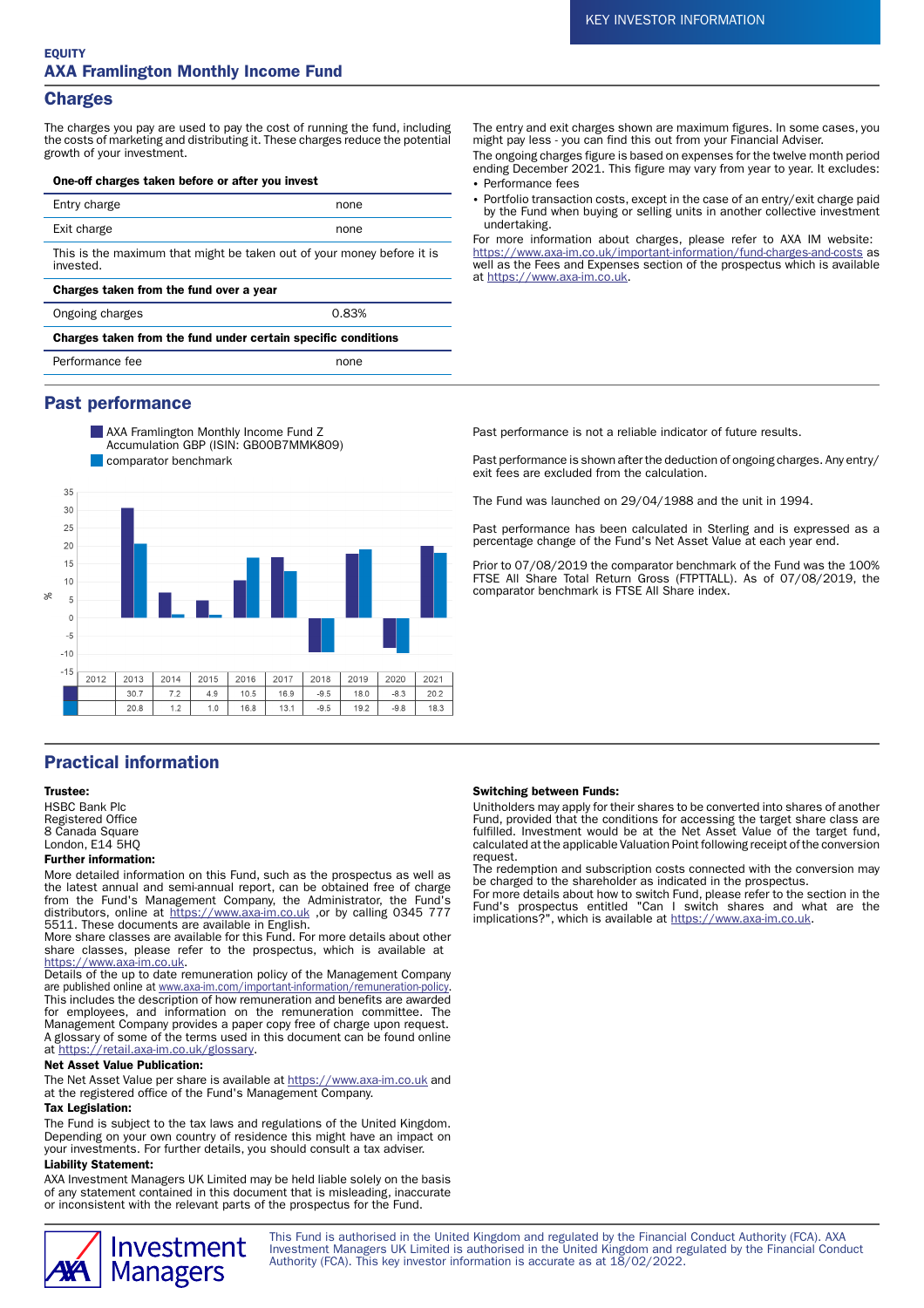KEY INVESTOR INFORMATION

**EQUITY**
## AXA Framlington Monthly Income Fund

## Charges

The charges you pay are used to pay the cost of running the fund, including the costs of marketing and distributing it. These charges reduce the potential growth of your investment.

| One-off charges taken before or after you invest | |
|---|---|
| Entry charge | none |
| Exit charge | none |
| This is the maximum that might be taken out of your money before it is invested. | |
| **Charges taken from the fund over a year** | |
| Ongoing charges | 0.83% |
| **Charges taken from the fund under certain specific conditions** | |
| Performance fee | none |

The entry and exit charges shown are maximum figures. In some cases, you might pay less - you can find this out from your Financial Adviser.

The ongoing charges figure is based on expenses for the twelve month period ending December 2021. This figure may vary from year to year. It excludes:

- Performance fees
- Portfolio transaction costs, except in the case of an entry/exit charge paid by the Fund when buying or selling units in another collective investment undertaking.

For more information about charges, please refer to AXA IM website: https://www.axa-im.co.uk/important-information/fund-charges-and-costs as well as the Fees and Expenses section of the prospectus which is available at https://www.axa-im.co.uk.

## Past performance

AXA Framlington Monthly Income Fund Z Accumulation GBP (ISIN: GB00B7MMK809)
comparator benchmark

35
30
25
20
15
10
5
0
-5
-10
-15
%

2012 2013 2014 2015 2016 2017 2018 2019 2020 2021
30.7 7.2 4.9 10.5 16.9 -9.5 18.0 -8.3 20.2
20.8 1.2 1.0 16.8 13.1 -9.5 19.2 -9.8 18.3

Past performance is not a reliable indicator of future results.

Past performance is shown after the deduction of ongoing charges. Any entry/exit fees are excluded from the calculation.

The Fund was launched on 29/04/1988 and the unit in 1994.

Past performance has been calculated in Sterling and is expressed as a percentage change of the Fund's Net Asset Value at each year end.

Prior to 07/08/2019 the comparator benchmark of the Fund was the 100% FTSE All Share Total Return Gross (FTPTTALL). As of 07/08/2019, the comparator benchmark is FTSE All Share index.

## Practical information

**Trustee:**
HSBC Bank Plc
Registered Office
8 Canada Square
London, E14 5HQ

**Further information:**

More detailed information on this Fund, such as the prospectus as well as the latest annual and semi-annual report, can be obtained free of charge from the Fund's Management Company, the Administrator, the Fund's distributors, online at https://www.axa-im.co.uk ,or by calling 0345 777 5511. These documents are available in English.

More share classes are available for this Fund. For more details about other share classes, please refer to the prospectus, which is available at https://www.axa-im.co.uk.

Details of the up to date remuneration policy of the Management Company are published online at www.axa-im.com/important-information/remuneration-policy. This includes the description of how remuneration and benefits are awarded for employees, and information on the remuneration committee. The Management Company provides a paper copy free of charge upon request.

A glossary of some of the terms used in this document can be found online at https://retail.axa-im.co.uk/glossary.

**Net Asset Value Publication:**

The Net Asset Value per share is available at https://www.axa-im.co.uk and at the registered office of the Fund's Management Company.

**Tax Legislation:**

The Fund is subject to the tax laws and regulations of the United Kingdom. Depending on your own country of residence this might have an impact on your investments. For further details, you should consult a tax adviser.

**Liability Statement:**

AXA Investment Managers UK Limited may be held liable solely on the basis of any statement contained in this document that is misleading, inaccurate or inconsistent with the relevant parts of the prospectus for the Fund.

**Switching between Funds:**

Unitholders may apply for their shares to be converted into shares of another Fund, provided that the conditions for accessing the target share class are fulfilled. Investment would be at the Net Asset Value of the target fund, calculated at the applicable Valuation Point following receipt of the conversion request.

The redemption and subscription costs connected with the conversion may be charged to the shareholder as indicated in the prospectus.

For more details about how to switch Fund, please refer to the section in the Fund's prospectus entitled "Can I switch shares and what are the implications?", which is available at https://www.axa-im.co.uk.

This Fund is authorised in the United Kingdom and regulated by the Financial Conduct Authority (FCA). AXA Investment Managers UK Limited is authorised in the United Kingdom and regulated by the Financial Conduct Authority (FCA). This key investor information is accurate as at 18/02/2022.